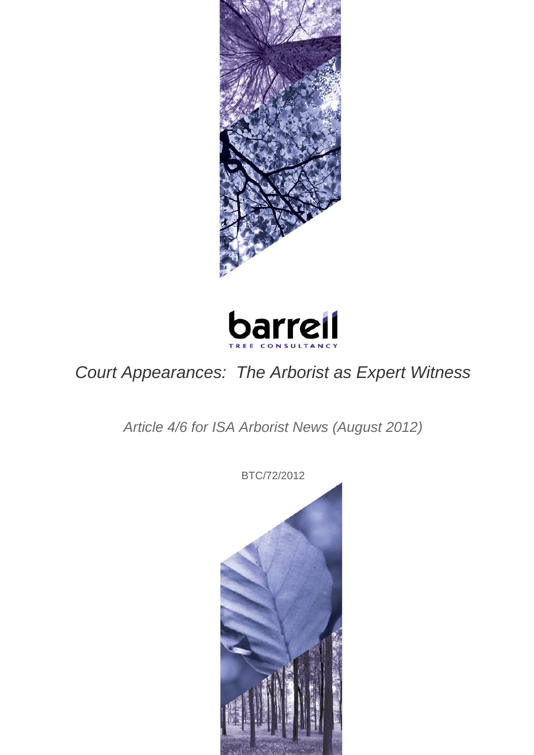barrell

TREE CONSULTANCY

# *Court Appearances: The Arborist as Expert Witness*

*Article 4/6 for ISA Arborist News (August 2012)*

BTC/72/2012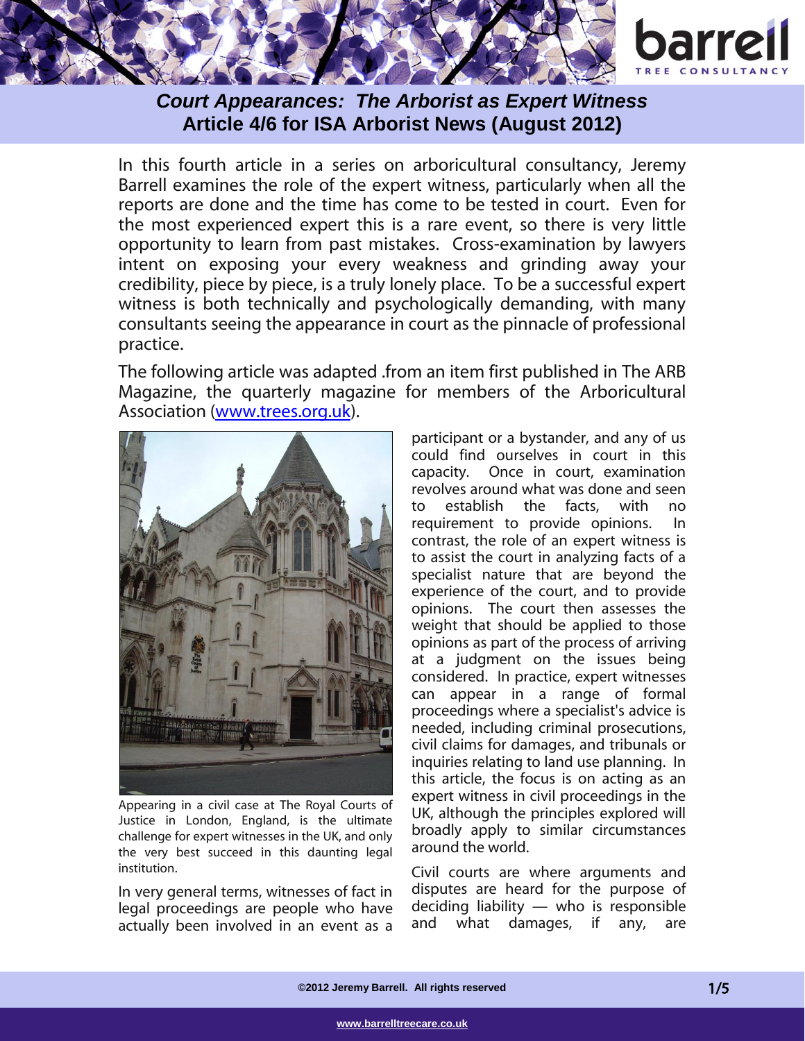## *Court Appearances: The Arborist as Expert Witness*
## Article 4/6 for ISA Arborist News (August 2012)

In this fourth article in a series on arboricultural consultancy, Jeremy Barrell examines the role of the expert witness, particularly when all the reports are done and the time has come to be tested in court. Even for the most experienced expert this is a rare event, so there is very little opportunity to learn from past mistakes. Cross-examination by lawyers intent on exposing your every weakness and grinding away your credibility, piece by piece, is a truly lonely place. To be a successful expert witness is both technically and psychologically demanding, with many consultants seeing the appearance in court as the pinnacle of professional practice.

The following article was adapted .from an item first published in The ARB Magazine, the quarterly magazine for members of the Arboricultural Association (www.trees.org.uk).

Appearing in a civil case at The Royal Courts of Justice in London, England, is the ultimate challenge for expert witnesses in the UK, and only the very best succeed in this daunting legal institution.

In very general terms, witnesses of fact in legal proceedings are people who have actually been involved in an event as a participant or a bystander, and any of us could find ourselves in court in this capacity. Once in court, examination revolves around what was done and seen to establish the facts, with no requirement to provide opinions. In contrast, the role of an expert witness is to assist the court in analyzing facts of a specialist nature that are beyond the experience of the court, and to provide opinions. The court then assesses the weight that should be applied to those opinions as part of the process of arriving at a judgment on the issues being considered. In practice, expert witnesses can appear in a range of formal proceedings where a specialist's advice is needed, including criminal prosecutions, civil claims for damages, and tribunals or inquiries relating to land use planning. In this article, the focus is on acting as an expert witness in civil proceedings in the UK, although the principles explored will broadly apply to similar circumstances around the world.

Civil courts are where arguments and disputes are heard for the purpose of deciding liability — who is responsible and what damages, if any, are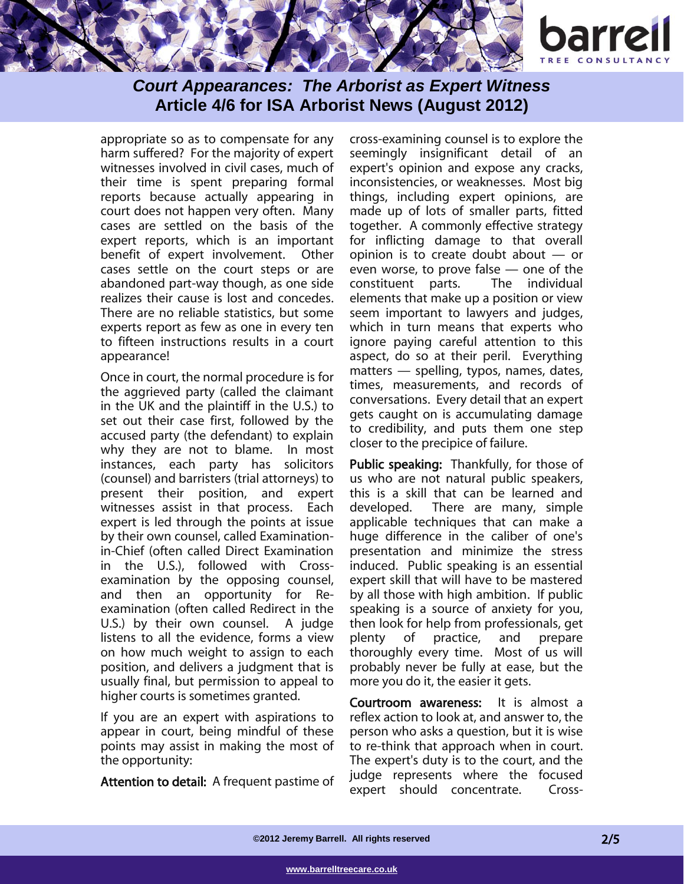appropriate so as to compensate for any harm suffered? For the majority of expert witnesses involved in civil cases, much of their time is spent preparing formal reports because actually appearing in court does not happen very often. Many cases are settled on the basis of the expert reports, which is an important benefit of expert involvement. Other cases settle on the court steps or are abandoned part-way though, as one side realizes their cause is lost and concedes. There are no reliable statistics, but some experts report as few as one in every ten to fifteen instructions results in a court appearance!

Once in court, the normal procedure is for the aggrieved party (called the claimant in the UK and the plaintiff in the U.S.) to set out their case first, followed by the accused party (the defendant) to explain why they are not to blame. In most instances, each party has solicitors (counsel) and barristers (trial attorneys) to present their position, and expert witnesses assist in that process. Each expert is led through the points at issue by their own counsel, called Examination-in-Chief (often called Direct Examination in the U.S.), followed with Cross-examination by the opposing counsel, and then an opportunity for Re-examination (often called Redirect in the U.S.) by their own counsel. A judge listens to all the evidence, forms a view on how much weight to assign to each position, and delivers a judgment that is usually final, but permission to appeal to higher courts is sometimes granted.

If you are an expert with aspirations to appear in court, being mindful of these points may assist in making the most of the opportunity:

**Attention to detail:** A frequent pastime of cross-examining counsel is to explore the seemingly insignificant detail of an expert's opinion and expose any cracks, inconsistencies, or weaknesses. Most big things, including expert opinions, are made up of lots of smaller parts, fitted together. A commonly effective strategy for inflicting damage to that overall opinion is to create doubt about — or even worse, to prove false — one of the constituent parts. The individual elements that make up a position or view seem important to lawyers and judges, which in turn means that experts who ignore paying careful attention to this aspect, do so at their peril. Everything matters — spelling, typos, names, dates, times, measurements, and records of conversations. Every detail that an expert gets caught on is accumulating damage to credibility, and puts them one step closer to the precipice of failure.

**Public speaking:** Thankfully, for those of us who are not natural public speakers, this is a skill that can be learned and developed. There are many, simple applicable techniques that can make a huge difference in the caliber of one's presentation and minimize the stress induced. Public speaking is an essential expert skill that will have to be mastered by all those with high ambition. If public speaking is a source of anxiety for you, then look for help from professionals, get plenty of practice, and prepare thoroughly every time. Most of us will probably never be fully at ease, but the more you do it, the easier it gets.

**Courtroom awareness:** It is almost a reflex action to look at, and answer to, the person who asks a question, but it is wise to re-think that approach when in court. The expert's duty is to the court, and the judge represents where the focused expert should concentrate. Cross-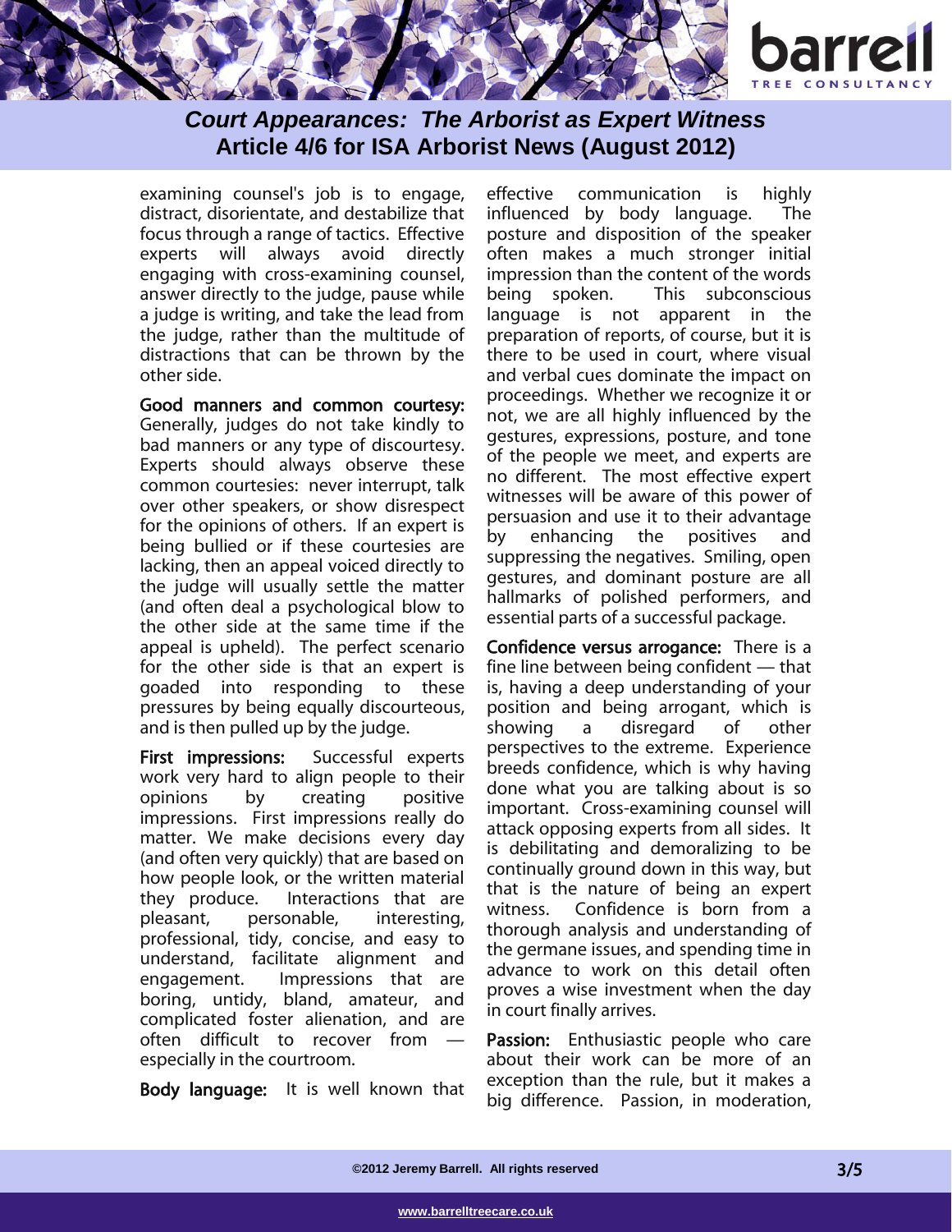examining counsel's job is to engage, distract, disorientate, and destabilize that focus through a range of tactics. Effective experts will always avoid directly engaging with cross-examining counsel, answer directly to the judge, pause while a judge is writing, and take the lead from the judge, rather than the multitude of distractions that can be thrown by the other side.

**Good manners and common courtesy:** Generally, judges do not take kindly to bad manners or any type of discourtesy. Experts should always observe these common courtesies: never interrupt, talk over other speakers, or show disrespect for the opinions of others. If an expert is being bullied or if these courtesies are lacking, then an appeal voiced directly to the judge will usually settle the matter (and often deal a psychological blow to the other side at the same time if the appeal is upheld). The perfect scenario for the other side is that an expert is goaded into responding to these pressures by being equally discourteous, and is then pulled up by the judge.

**First impressions:** Successful experts work very hard to align people to their opinions by creating positive impressions. First impressions really do matter. We make decisions every day (and often very quickly) that are based on how people look, or the written material they produce. Interactions that are pleasant, personable, interesting, professional, tidy, concise, and easy to understand, facilitate alignment and engagement. Impressions that are boring, untidy, bland, amateur, and complicated foster alienation, and are often difficult to recover from — especially in the courtroom.

**Body language:** It is well known that effective communication is highly influenced by body language. The posture and disposition of the speaker often makes a much stronger initial impression than the content of the words being spoken. This subconscious language is not apparent in the preparation of reports, of course, but it is there to be used in court, where visual and verbal cues dominate the impact on proceedings. Whether we recognize it or not, we are all highly influenced by the gestures, expressions, posture, and tone of the people we meet, and experts are no different. The most effective expert witnesses will be aware of this power of persuasion and use it to their advantage by enhancing the positives and suppressing the negatives. Smiling, open gestures, and dominant posture are all hallmarks of polished performers, and essential parts of a successful package.

**Confidence versus arrogance:** There is a fine line between being confident — that is, having a deep understanding of your position and being arrogant, which is showing a disregard of other perspectives to the extreme. Experience breeds confidence, which is why having done what you are talking about is so important. Cross-examining counsel will attack opposing experts from all sides. It is debilitating and demoralizing to be continually ground down in this way, but that is the nature of being an expert witness. Confidence is born from a thorough analysis and understanding of the germane issues, and spending time in advance to work on this detail often proves a wise investment when the day in court finally arrives.

**Passion:** Enthusiastic people who care about their work can be more of an exception than the rule, but it makes a big difference. Passion, in moderation,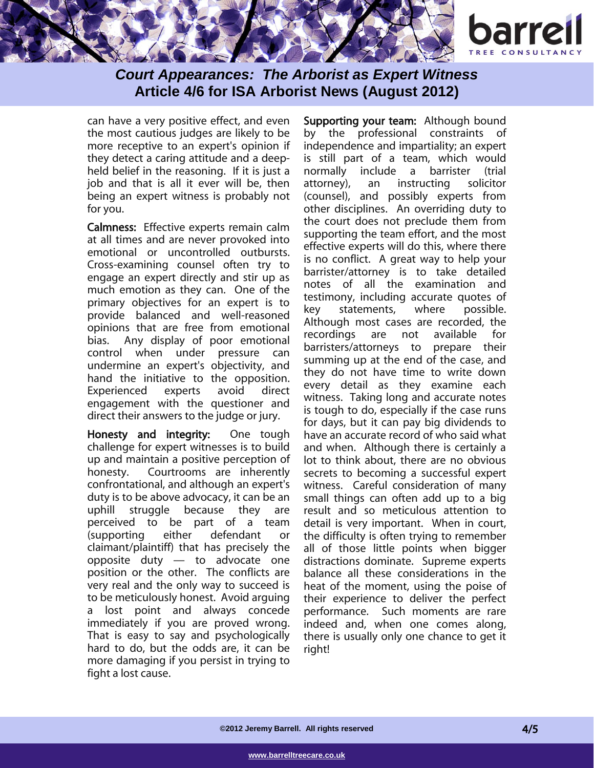can have a very positive effect, and even the most cautious judges are likely to be more receptive to an expert's opinion if they detect a caring attitude and a deep-held belief in the reasoning. If it is just a job and that is all it ever will be, then being an expert witness is probably not for you.

**Calmness:** Effective experts remain calm at all times and are never provoked into emotional or uncontrolled outbursts. Cross-examining counsel often try to engage an expert directly and stir up as much emotion as they can. One of the primary objectives for an expert is to provide balanced and well-reasoned opinions that are free from emotional bias. Any display of poor emotional control when under pressure can undermine an expert's objectivity, and hand the initiative to the opposition. Experienced experts avoid direct engagement with the questioner and direct their answers to the judge or jury.

**Honesty and integrity:** One tough challenge for expert witnesses is to build up and maintain a positive perception of honesty. Courtrooms are inherently confrontational, and although an expert's duty is to be above advocacy, it can be an uphill struggle because they are perceived to be part of a team (supporting either defendant or claimant/plaintiff) that has precisely the opposite duty — to advocate one position or the other. The conflicts are very real and the only way to succeed is to be meticulously honest. Avoid arguing a lost point and always concede immediately if you are proved wrong. That is easy to say and psychologically hard to do, but the odds are, it can be more damaging if you persist in trying to fight a lost cause.

**Supporting your team:** Although bound by the professional constraints of independence and impartiality; an expert is still part of a team, which would normally include a barrister (trial attorney), an instructing solicitor (counsel), and possibly experts from other disciplines. An overriding duty to the court does not preclude them from supporting the team effort, and the most effective experts will do this, where there is no conflict. A great way to help your barrister/attorney is to take detailed notes of all the examination and testimony, including accurate quotes of key statements, where possible. Although most cases are recorded, the recordings are not available for barristers/attorneys to prepare their summing up at the end of the case, and they do not have time to write down every detail as they examine each witness. Taking long and accurate notes is tough to do, especially if the case runs for days, but it can pay big dividends to have an accurate record of who said what and when. Although there is certainly a lot to think about, there are no obvious secrets to becoming a successful expert witness. Careful consideration of many small things can often add up to a big result and so meticulous attention to detail is very important. When in court, the difficulty is often trying to remember all of those little points when bigger distractions dominate. Supreme experts balance all these considerations in the heat of the moment, using the poise of their experience to deliver the perfect performance. Such moments are rare indeed and, when one comes along, there is usually only one chance to get it right!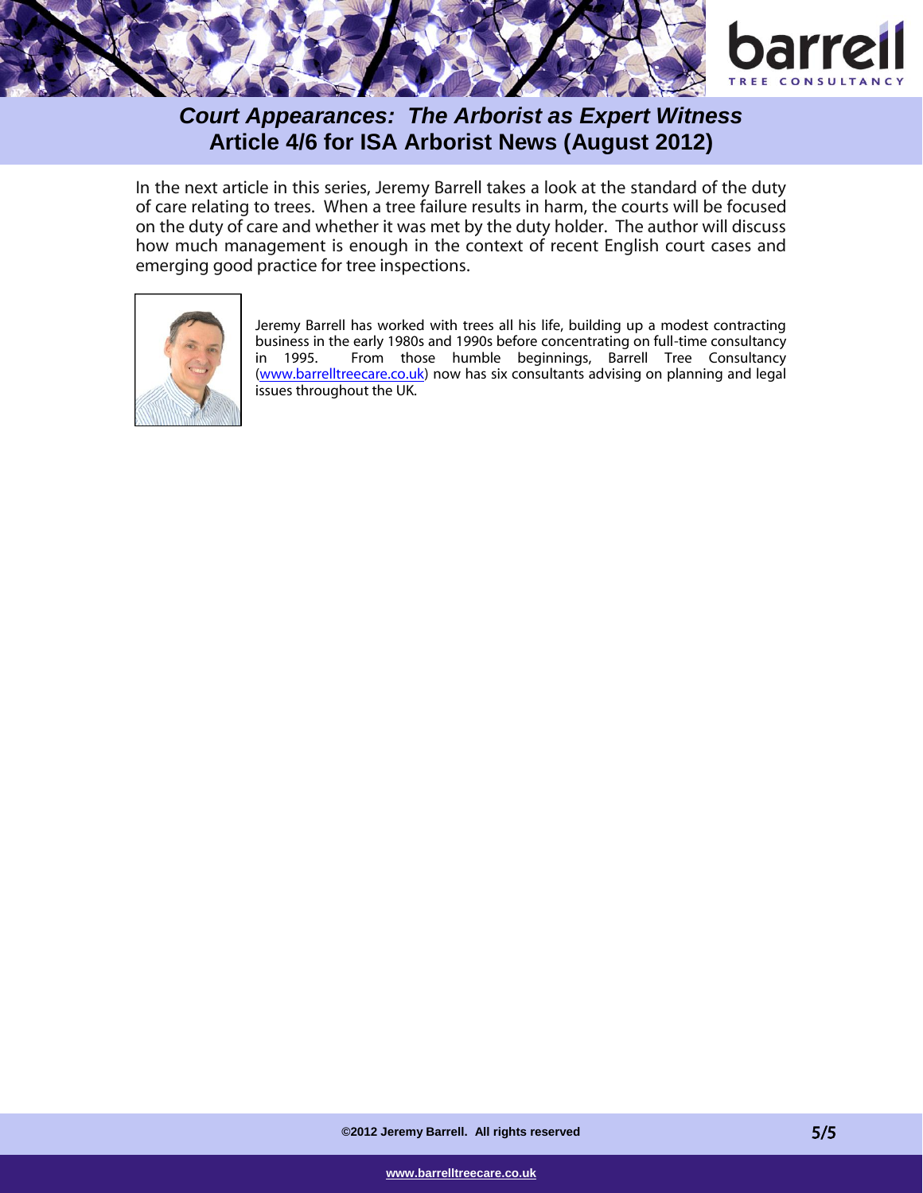In the next article in this series, Jeremy Barrell takes a look at the standard of the duty of care relating to trees. When a tree failure results in harm, the courts will be focused on the duty of care and whether it was met by the duty holder. The author will discuss how much management is enough in the context of recent English court cases and emerging good practice for tree inspections.

Jeremy Barrell has worked with trees all his life, building up a modest contracting business in the early 1980s and 1990s before concentrating on full-time consultancy in 1995. From those humble beginnings, Barrell Tree Consultancy (www.barrelltreecare.co.uk) now has six consultants advising on planning and legal issues throughout the UK.

©2012 Jeremy Barrell. All rights reserved